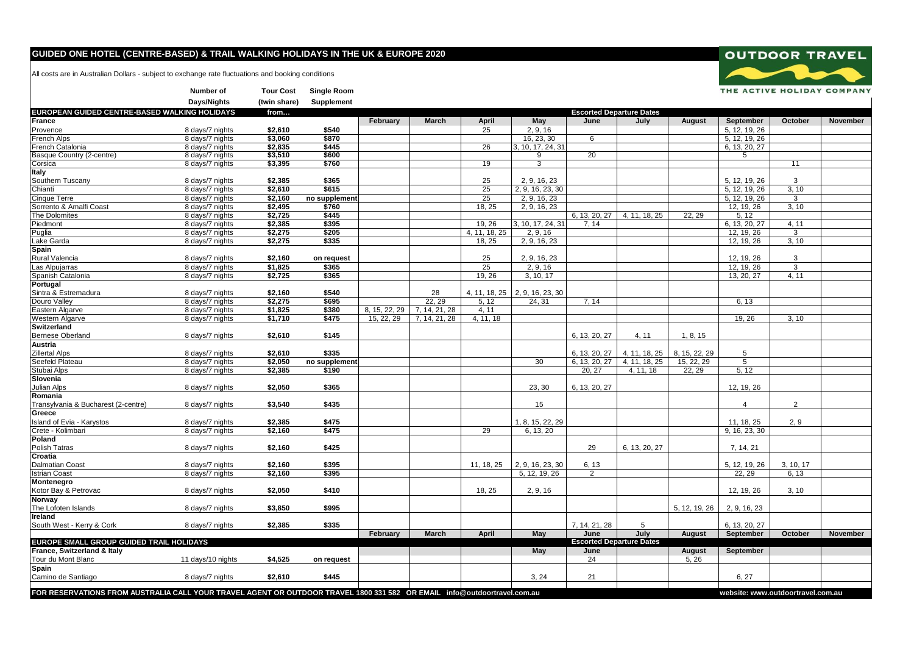# GUIDED ONE HOTEL (CENTRE-BASED) & TRAIL WALKING HOLIDAYS IN THE UK & EUROPE 2020

**OUTDOOR TRAVEL**
THE ACTIVE HOLIDAY COMPANY

All costs are in Australian Dollars - subject to exchange rate fluctuations and booking conditions

| | Number of Days/Nights | Tour Cost (twin share) | Single Room Supplement | | | | | | | | | | |
|---|---|---|---|---|---|---|---|---|---|---|---|---|---|
| **EUROPEAN GUIDED CENTRE-BASED WALKING HOLIDAYS** | | from... | | | | | | **Escorted Departure Dates** | | | | | |
| **France** | | | | **February** | **March** | **April** | **May** | **June** | **July** | **August** | **September** | **October** | **November** |
| Provence | 8 days/7 nights | $2,610 | $540 | | | 25 | 2, 9, 16 | | | | 5, 12, 19, 26 | | |
| French Alps | 8 days/7 nights | $3,060 | $870 | | | | 16, 23, 30 | 6 | | | 5, 12, 19, 26 | | |
| French Catalonia | 8 days/7 nights | $2,835 | $445 | | | 26 | 3, 10, 17, 24, 31 | | | | 6, 13, 20, 27 | | |
| Basque Country (2-centre) | 8 days/7 nights | $3,510 | $600 | | | | 9 | 20 | | | 5 | | |
| Corsica | 8 days/7 nights | $3,395 | $760 | | | 19 | 3 | | | | | 11 | |
| **Italy** | | | | | | | | | | | | | |
| Southern Tuscany | 8 days/7 nights | $2,385 | $365 | | | 25 | 2, 9, 16, 23 | | | | 5, 12, 19, 26 | 3 | |
| Chianti | 8 days/7 nights | $2,610 | $615 | | | 25 | 2, 9, 16, 23, 30 | | | | 5, 12, 19, 26 | 3, 10 | |
| Cinque Terre | 8 days/7 nights | $2,160 | no supplement | | | 25 | 2, 9, 16, 23 | | | | 5, 12, 19, 26 | 3 | |
| Sorrento & Amalfi Coast | 8 days/7 nights | $2,495 | $760 | | | 18, 25 | 2, 9, 16, 23 | | | | 12, 19, 26 | 3, 10 | |
| The Dolomites | 8 days/7 nights | $2,725 | $445 | | | | | 6, 13, 20, 27 | 4, 11, 18, 25 | 22, 29 | 5, 12 | | |
| Piedmont | 8 days/7 nights | $2,385 | $395 | | | 19, 26 | 3, 10, 17, 24, 31 | 7, 14 | | | 6, 13, 20, 27 | 4, 11 | |
| Puglia | 8 days/7 nights | $2,275 | $205 | | | 4, 11, 18, 25 | 2, 9, 16 | | | | 12, 19, 26 | 3 | |
| Lake Garda | 8 days/7 nights | $2,275 | $335 | | | 18, 25 | 2, 9, 16, 23 | | | | 12, 19, 26 | 3, 10 | |
| **Spain** | | | | | | | | | | | | | |
| Rural Valencia | 8 days/7 nights | $2,160 | on request | | | 25 | 2, 9, 16, 23 | | | | 12, 19, 26 | 3 | |
| Las Alpujarras | 8 days/7 nights | $1,825 | $365 | | | 25 | 2, 9, 16 | | | | 12, 19, 26 | 3 | |
| Spanish Catalonia | 8 days/7 nights | $2,725 | $365 | | | 19, 26 | 3, 10, 17 | | | | 13, 20, 27 | 4, 11 | |
| **Portugal** | | | | | | | | | | | | | |
| Sintra & Estremadura | 8 days/7 nights | $2,160 | $540 | | 28 | 4, 11, 18, 25 | 2, 9, 16, 23, 30 | | | | | | |
| Douro Valley | 8 days/7 nights | $2,275 | $695 | | 22, 29 | 5, 12 | 24, 31 | 7, 14 | | | 6, 13 | | |
| Eastern Algarve | 8 days/7 nights | $1,825 | $380 | 8, 15, 22, 29 | 7, 14, 21, 28 | 4, 11 | | | | | | | |
| Western Algarve | 8 days/7 nights | $1,710 | $475 | 15, 22, 29 | 7, 14, 21, 28 | 4, 11, 18 | | | | | 19, 26 | 3, 10 | |
| **Switzerland** | | | | | | | | | | | | | |
| Bernese Oberland | 8 days/7 nights | $2,610 | $145 | | | | | 6, 13, 20, 27 | 4, 11 | 1, 8, 15 | | | |
| **Austria** | | | | | | | | | | | | | |
| Zillertal Alps | 8 days/7 nights | $2,610 | $335 | | | | | 6, 13, 20, 27 | 4, 11, 18, 25 | 8, 15, 22, 29 | 5 | | |
| Seefeld Plateau | 8 days/7 nights | $2,050 | no supplement | | | | 30 | 6, 13, 20, 27 | 4, 11, 18, 25 | 15, 22, 29 | 5 | | |
| Stubai Alps | 8 days/7 nights | $2,385 | $190 | | | | | 20, 27 | 4, 11, 18 | 22, 29 | 5, 12 | | |
| **Slovenia** | | | | | | | | | | | | | |
| Julian Alps | 8 days/7 nights | $2,050 | $365 | | | | 23, 30 | 6, 13, 20, 27 | | | 12, 19, 26 | | |
| **Romania** | | | | | | | | | | | | | |
| Transylvania & Bucharest (2-centre) | 8 days/7 nights | $3,540 | $435 | | | | 15 | | | | 4 | 2 | |
| **Greece** | | | | | | | | | | | | | |
| Island of Evia - Karystos | 8 days/7 nights | $2,385 | $475 | | | | 1, 8, 15, 22, 29 | | | | 11, 18, 25 | 2, 9 | |
| Crete - Kolimbari | 8 days/7 nights | $2,160 | $475 | | | 29 | 6, 13, 20 | | | | 9, 16, 23, 30 | | |
| **Poland** | | | | | | | | | | | | | |
| Polish Tatras | 8 days/7 nights | $2,160 | $425 | | | | | 29 | 6, 13, 20, 27 | | 7, 14, 21 | | |
| **Croatia** | | | | | | | | | | | | | |
| Dalmatian Coast | 8 days/7 nights | $2,160 | $395 | | | 11, 18, 25 | 2, 9, 16, 23, 30 | 6, 13 | | | 5, 12, 19, 26 | 3, 10, 17 | |
| Istrian Coast | 8 days/7 nights | $2,160 | $395 | | | | 5, 12, 19, 26 | 2 | | | 22, 29 | 6, 13 | |
| **Montenegro** | | | | | | | | | | | | | |
| Kotor Bay & Petrovac | 8 days/7 nights | $2,050 | $410 | | | 18, 25 | 2, 9, 16 | | | | 12, 19, 26 | 3, 10 | |
| **Norway** | | | | | | | | | | | | | |
| The Lofoten Islands | 8 days/7 nights | $3,850 | $995 | | | | | | | 5, 12, 19, 26 | 2, 9, 16, 23 | | |
| **Ireland** | | | | | | | | | | | | | |
| South West - Kerry & Cork | 8 days/7 nights | $2,385 | $335 | | | | | 7, 14, 21, 28 | 5 | | 6, 13, 20, 27 | | |
| | | | | **February** | **March** | **April** | **May** | **June** | **July** | **August** | **September** | **October** | **November** |
| **EUROPE SMALL GROUP GUIDED TRAIL HOLIDAYS** | | | | | | | | **Escorted Departure Dates** | | | | | |
| **France, Switzerland & Italy** | | | | | | | **May** | **June** | | **August** | **September** | | |
| Tour du Mont Blanc | 11 days/10 nights | $4,525 | on request | | | | | 24 | | 5, 26 | | | |
| **Spain** | | | | | | | | | | | | | |
| Camino de Santiago | 8 days/7 nights | $2,610 | $445 | | | | 3, 24 | 21 | | | 6, 27 | | |

**FOR RESERVATIONS FROM AUSTRALIA CALL YOUR TRAVEL AGENT OR OUTDOOR TRAVEL 1800 331 582 OR EMAIL info@outdoortravel.com.au**

**website: www.outdoortravel.com.au**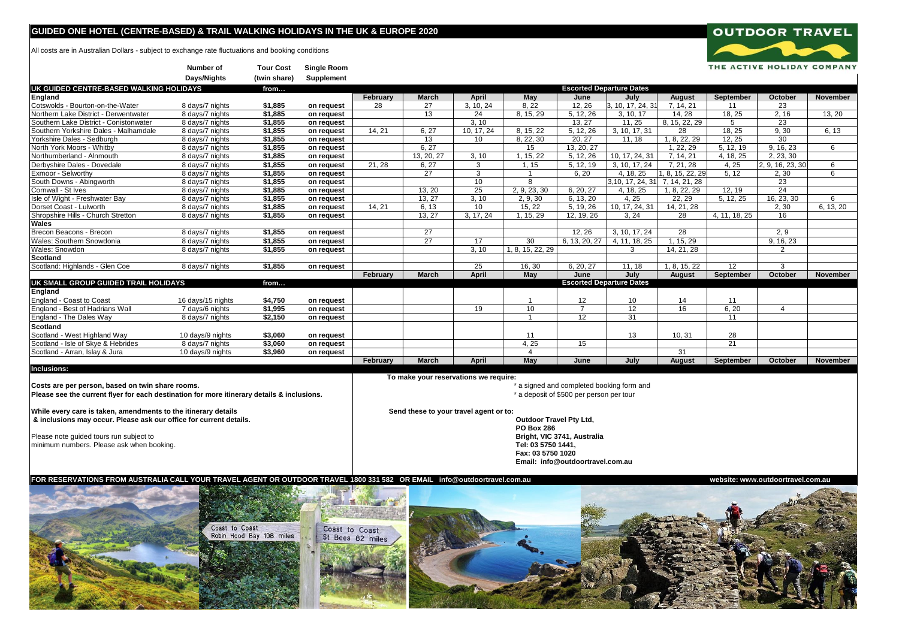## GUIDED ONE HOTEL (CENTRE-BASED) & TRAIL WALKING HOLIDAYS IN THE UK & EUROPE 2020

All costs are in Australian Dollars - subject to exchange rate fluctuations and booking conditions

**OUTDOOR TRAVEL**
THE ACTIVE HOLIDAY COMPANY

| | Number of Days/Nights | Tour Cost (twin share) | Single Room Supplement | | | | | | | | | | |
|---|---|---|---|---|---|---|---|---|---|---|---|---|---|
| **UK GUIDED CENTRE-BASED WALKING HOLIDAYS** | | **from…** | | | | | | **Escorted Departure Dates** | | | | | |
| **England** | | | | **February** | **March** | **April** | **May** | **June** | **July** | **August** | **September** | **October** | **November** |
| Cotswolds - Bourton-on-the-Water | 8 days/7 nights | $1,885 | on request | 28 | 27 | 3, 10, 24 | 8, 22 | 12, 26 | 3, 10, 17, 24, 31 | 7, 14, 21 | 11 | 23 | |
| Northern Lake District - Derwentwater | 8 days/7 nights | $1,885 | on request | | 13 | 24 | 8, 15, 29 | 5, 12, 26 | 3, 10, 17 | 14, 28 | 18, 25 | 2, 16 | 13, 20 |
| Southern Lake District - Conistonwater | 8 days/7 nights | $1,855 | on request | | | 3, 10 | | 13, 27 | 11, 25 | 8, 15, 22, 29 | 5 | 23 | |
| Southern Yorkshire Dales - Malhamdale | 8 days/7 nights | $1,855 | on request | 14, 21 | 6, 27 | 10, 17, 24 | 8, 15, 22 | 5, 12, 26 | 3, 10, 17, 31 | 28 | 18, 25 | 9, 30 | 6, 13 |
| Yorkshire Dales - Sedburgh | 8 days/7 nights | $1,855 | on request | | 13 | 10 | 8, 22, 30 | 20, 27 | 11, 18 | 1, 8, 22, 29 | 12, 25 | 30 | |
| North York Moors - Whitby | 8 days/7 nights | $1,855 | on request | | 6, 27 | | 15 | 13, 20, 27 | | 1, 22, 29 | 5, 12, 19 | 9, 16, 23 | 6 |
| Northumberland - Alnmouth | 8 days/7 nights | $1,855 | on request | | 13, 20, 27 | 3, 10 | 1, 15, 22 | 5, 12, 26 | 10, 17, 24, 31 | 7, 14, 21 | 4, 18, 25 | 2, 23, 30 | |
| Derbyshire Dales - Dovedale | 8 days/7 nights | $1,855 | on request | 21, 28 | 6, 27 | 3 | 1, 15 | 5, 12, 19 | 3, 10, 17, 24 | 7, 21, 28 | 4, 25 | 2, 9, 16, 23, 30 | 6 |
| Exmoor - Selworthy | 8 days/7 nights | $1,855 | on request | | 27 | 3 | 1 | 6, 20 | 4, 18, 25 | 1, 8, 15, 22, 29 | 5, 12 | 2, 30 | 6 |
| South Downs - Abingworth | 8 days/7 nights | $1,855 | on request | | | 10 | 8 | | 3,10, 17, 24, 31 | 7, 14, 21, 28 | | 23 | |
| Cornwall - St Ives | 8 days/7 nights | $1,885 | on request | | 13, 20 | 25 | 2, 9, 23, 30 | 6, 20, 27 | 4, 18, 25 | 1, 8, 22, 29 | 12, 19 | 24 | |
| Isle of Wight - Freshwater Bay | 8 days/7 nights | $1,855 | on request | | 13, 27 | 3, 10 | 2, 9, 30 | 6, 13, 20 | 4, 25 | 22, 29 | 5, 12, 25 | 16, 23, 30 | 6 |
| Dorset Coast - Lulworth | 8 days/7 nights | $1,885 | on request | 14, 21 | 6, 13 | 10 | 15, 22 | 5, 19, 26 | 10, 17, 24, 31 | 14, 21, 28 | | 2, 30 | 6, 13, 20 |
| Shropshire Hills - Church Stretton | 8 days/7 nights | $1,855 | on request | | 13, 27 | 3, 17, 24 | 1, 15, 29 | 12, 19, 26 | 3, 24 | 28 | 4, 11, 18, 25 | 16 | |
| **Wales** | | | | | | | | | | | | | |
| Brecon Beacons - Brecon | 8 days/7 nights | $1,855 | on request | | 27 | | | 12, 26 | 3, 10, 17, 24 | 28 | | 2, 9 | |
| Wales: Southern Snowdonia | 8 days/7 nights | $1,855 | on request | | 27 | 17 | 30 | 6, 13, 20, 27 | 4, 11, 18, 25 | 1, 15, 29 | | 9, 16, 23 | |
| Wales: Snowdon | 8 days/7 nights | $1,855 | on request | | | 3, 10 | 1, 8, 15, 22, 29 | | 3 | 14, 21, 28 | | 2 | |
| **Scotland** | | | | | | | | | | | | | |
| Scotland: Highlands - Glen Coe | 8 days/7 nights | $1,855 | on request | | | 25 | 16, 30 | 6, 20, 27 | 11, 18 | 1, 8, 15, 22 | 12 | 3 | |
| | | | | **February** | **March** | **April** | **May** | **June** | **July** | **August** | **September** | **October** | **November** |
| **UK SMALL GROUP GUIDED TRAIL HOLIDAYS** | | **from…** | | | | | | **Escorted Departure Dates** | | | | | |
| **England** | | | | | | | | | | | | | |
| England - Coast to Coast | 16 days/15 nights | $4,750 | on request | | | | 1 | 12 | 10 | 14 | 11 | | |
| England - Best of Hadrians Wall | 7 days/6 nights | $1,995 | on request | | | 19 | 10 | 7 | 12 | 16 | 6, 20 | 4 | |
| England - The Dales Way | 8 days/7 nights | $2,150 | on request | | | | 1 | 12 | 31 | | 11 | | |
| **Scotland** | | | | | | | | | | | | | |
| Scotland - West Highland Way | 10 days/9 nights | $3,060 | on request | | | | 11 | | 13 | 10, 31 | 28 | | |
| Scotland - Isle of Skye & Hebrides | 8 days/7 nights | $3,060 | on request | | | | 4, 25 | 15 | | | 21 | | |
| Scotland - Arran, Islay & Jura | 10 days/9 nights | $3,960 | on request | | | | 4 | | | 31 | | | |
| | | | | **February** | **March** | **April** | **May** | **June** | **July** | **August** | **September** | **October** | **November** |

**Inclusions:**

**Costs are per person, based on twin share rooms.**
**Please see the current flyer for each destination for more itinerary details & inclusions.**

**While every care is taken, amendments to the itinerary details & inclusions may occur. Please ask our office for current details.**

Please note guided tours run subject to minimum numbers. Please ask when booking.

**To make your reservations we require:**
* a signed and completed booking form and
* a deposit of $500 per person per tour

**Send these to your travel agent or to:**

**Outdoor Travel Pty Ltd,**
**PO Box 286**
**Bright, VIC 3741, Australia**
**Tel: 03 5750 1441,**
**Fax: 03 5750 1020**
**Email: info@outdoortravel.com.au**

**FOR RESERVATIONS FROM AUSTRALIA CALL YOUR TRAVEL AGENT OR OUTDOOR TRAVEL 1800 331 582 OR EMAIL info@outdoortravel.com.au**

**website: www.outdoortravel.com.au**